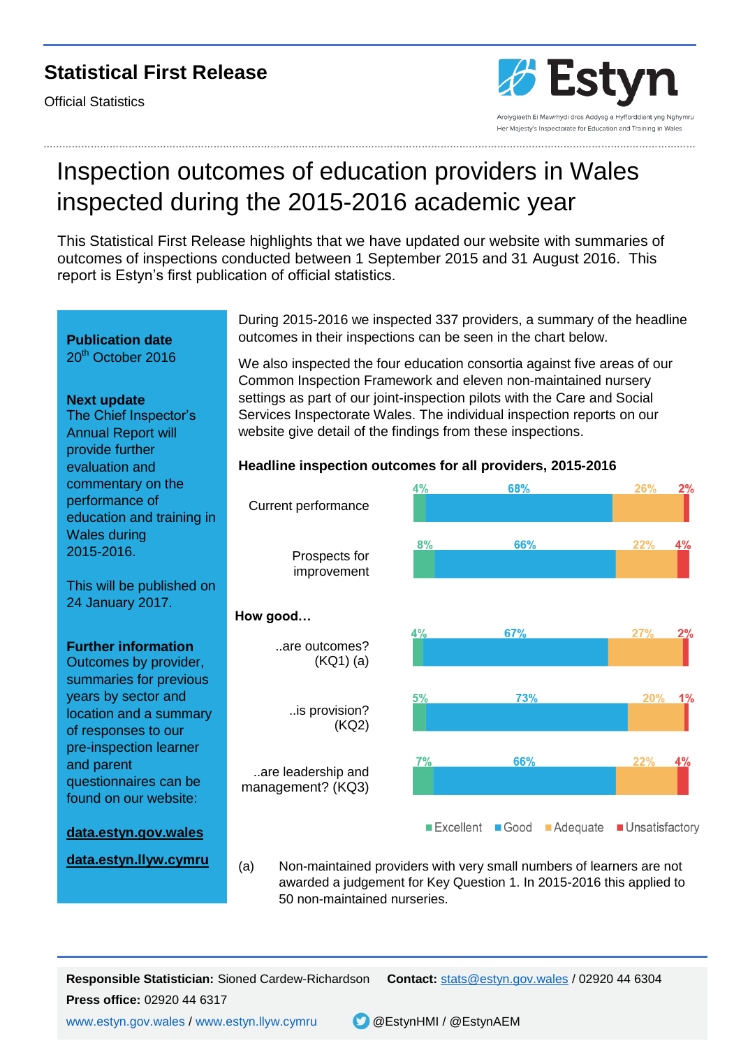**Statistical First Release**

Official Statistics

Estyn

Arolygiaeth Ei Mawrhydi dros Addysg a Hyfforddiant yng Nghymru
Her Majesty's Inspectorate for Education and Training in Wales

# Inspection outcomes of education providers in Wales inspected during the 2015-2016 academic year

This Statistical First Release highlights that we have updated our website with summaries of outcomes of inspections conducted between 1 September 2015 and 31 August 2016. This report is Estyn's first publication of official statistics.

**Publication date**
20th October 2016

**Next update**
The Chief Inspector's Annual Report will provide further evaluation and commentary on the performance of education and training in Wales during 2015-2016.

This will be published on 24 January 2017.

**Further information**
Outcomes by provider, summaries for previous years by sector and location and a summary of responses to our pre-inspection learner and parent questionnaires can be found on our website:

**data.estyn.gov.wales**

**data.estyn.llyw.cymru**

During 2015-2016 we inspected 337 providers, a summary of the headline outcomes in their inspections can be seen in the chart below.

We also inspected the four education consortia against five areas of our Common Inspection Framework and eleven non-maintained nursery settings as part of our joint-inspection pilots with the Care and Social Services Inspectorate Wales. The individual inspection reports on our website give detail of the findings from these inspections.

**Headline inspection outcomes for all providers, 2015-2016**

| | Excellent | Good | Adequate | Unsatisfactory |
|---|---|---|---|---|
| Current performance | 4% | 68% | 26% | 2% |
| Prospects for improvement | 8% | 66% | 22% | 4% |
| **How good…** | | | | |
| ..are outcomes? (KQ1) (a) | 4% | 67% | 27% | 2% |
| ..is provision? (KQ2) | 5% | 73% | 20% | 1% |
| ..are leadership and management? (KQ3) | 7% | 66% | 22% | 4% |

(a) Non-maintained providers with very small numbers of learners are not awarded a judgement for Key Question 1. In 2015-2016 this applied to 50 non-maintained nurseries.

**Responsible Statistician:** Sioned Cardew-Richardson **Contact:** stats@estyn.gov.wales / 02920 44 6304
**Press office:** 02920 44 6317
www.estyn.gov.wales / www.estyn.llyw.cymru @EstynHMI / @EstynAEM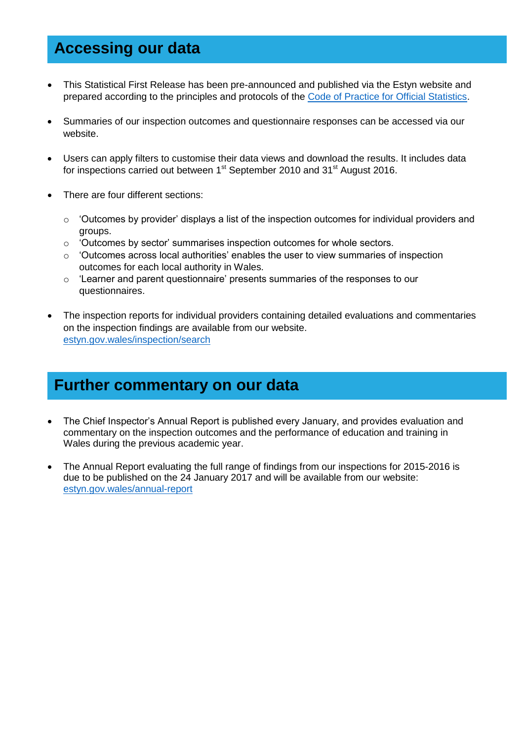## Accessing our data

- This Statistical First Release has been pre-announced and published via the Estyn website and prepared according to the principles and protocols of the [Code of Practice for Official Statistics](#).

- Summaries of our inspection outcomes and questionnaire responses can be accessed via our website.

- Users can apply filters to customise their data views and download the results. It includes data for inspections carried out between 1st September 2010 and 31st August 2016.

- There are four different sections:

  - 'Outcomes by provider' displays a list of the inspection outcomes for individual providers and groups.
  - 'Outcomes by sector' summarises inspection outcomes for whole sectors.
  - 'Outcomes across local authorities' enables the user to view summaries of inspection outcomes for each local authority in Wales.
  - 'Learner and parent questionnaire' presents summaries of the responses to our questionnaires.

- The inspection reports for individual providers containing detailed evaluations and commentaries on the inspection findings are available from our website.
  estyn.gov.wales/inspection/search

## Further commentary on our data

- The Chief Inspector's Annual Report is published every January, and provides evaluation and commentary on the inspection outcomes and the performance of education and training in Wales during the previous academic year.

- The Annual Report evaluating the full range of findings from our inspections for 2015-2016 is due to be published on the 24 January 2017 and will be available from our website:
  estyn.gov.wales/annual-report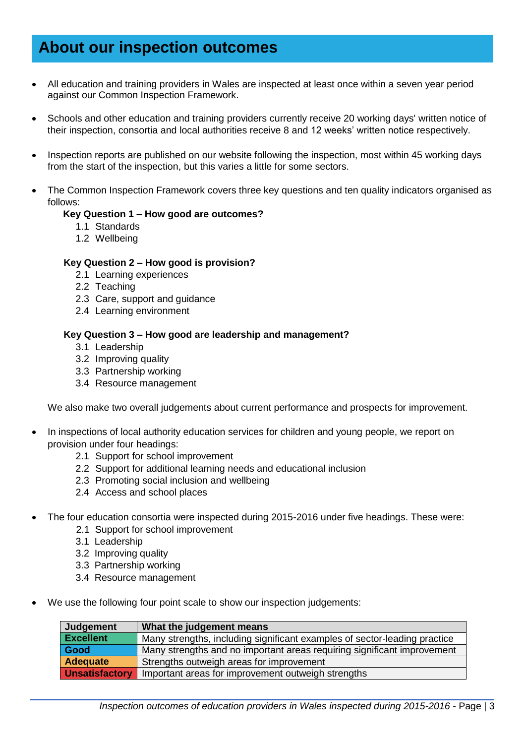# About our inspection outcomes

- All education and training providers in Wales are inspected at least once within a seven year period against our Common Inspection Framework.

- Schools and other education and training providers currently receive 20 working days' written notice of their inspection, consortia and local authorities receive 8 and 12 weeks' written notice respectively.

- Inspection reports are published on our website following the inspection, most within 45 working days from the start of the inspection, but this varies a little for some sectors.

- The Common Inspection Framework covers three key questions and ten quality indicators organised as follows:

  **Key Question 1 – How good are outcomes?**
  - 1.1 Standards
  - 1.2 Wellbeing

  **Key Question 2 – How good is provision?**
  - 2.1 Learning experiences
  - 2.2 Teaching
  - 2.3 Care, support and guidance
  - 2.4 Learning environment

  **Key Question 3 – How good are leadership and management?**
  - 3.1 Leadership
  - 3.2 Improving quality
  - 3.3 Partnership working
  - 3.4 Resource management

  We also make two overall judgements about current performance and prospects for improvement.

- In inspections of local authority education services for children and young people, we report on provision under four headings:
  - 2.1 Support for school improvement
  - 2.2 Support for additional learning needs and educational inclusion
  - 2.3 Promoting social inclusion and wellbeing
  - 2.4 Access and school places

- The four education consortia were inspected during 2015-2016 under five headings. These were:
  - 2.1 Support for school improvement
  - 3.1 Leadership
  - 3.2 Improving quality
  - 3.3 Partnership working
  - 3.4 Resource management

- We use the following four point scale to show our inspection judgements:

| Judgement | What the judgement means |
|---|---|
| **Excellent** | Many strengths, including significant examples of sector-leading practice |
| **Good** | Many strengths and no important areas requiring significant improvement |
| **Adequate** | Strengths outweigh areas for improvement |
| **Unsatisfactory** | Important areas for improvement outweigh strengths |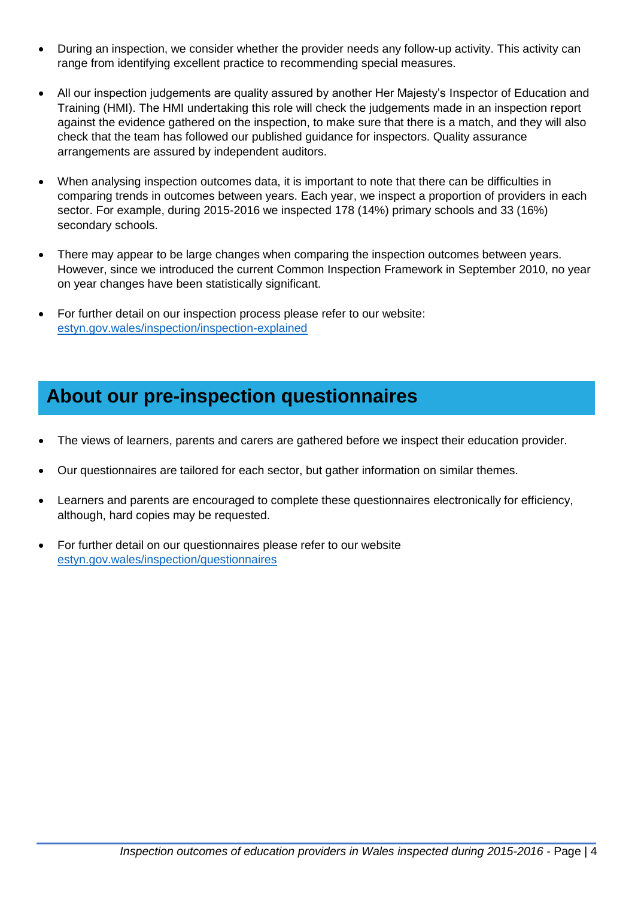- During an inspection, we consider whether the provider needs any follow-up activity. This activity can range from identifying excellent practice to recommending special measures.

- All our inspection judgements are quality assured by another Her Majesty's Inspector of Education and Training (HMI). The HMI undertaking this role will check the judgements made in an inspection report against the evidence gathered on the inspection, to make sure that there is a match, and they will also check that the team has followed our published guidance for inspectors. Quality assurance arrangements are assured by independent auditors.

- When analysing inspection outcomes data, it is important to note that there can be difficulties in comparing trends in outcomes between years. Each year, we inspect a proportion of providers in each sector. For example, during 2015-2016 we inspected 178 (14%) primary schools and 33 (16%) secondary schools.

- There may appear to be large changes when comparing the inspection outcomes between years. However, since we introduced the current Common Inspection Framework in September 2010, no year on year changes have been statistically significant.

- For further detail on our inspection process please refer to our website: [estyn.gov.wales/inspection/inspection-explained](estyn.gov.wales/inspection/inspection-explained)

## About our pre-inspection questionnaires

- The views of learners, parents and carers are gathered before we inspect their education provider.

- Our questionnaires are tailored for each sector, but gather information on similar themes.

- Learners and parents are encouraged to complete these questionnaires electronically for efficiency, although, hard copies may be requested.

- For further detail on our questionnaires please refer to our website [estyn.gov.wales/inspection/questionnaires](estyn.gov.wales/inspection/questionnaires)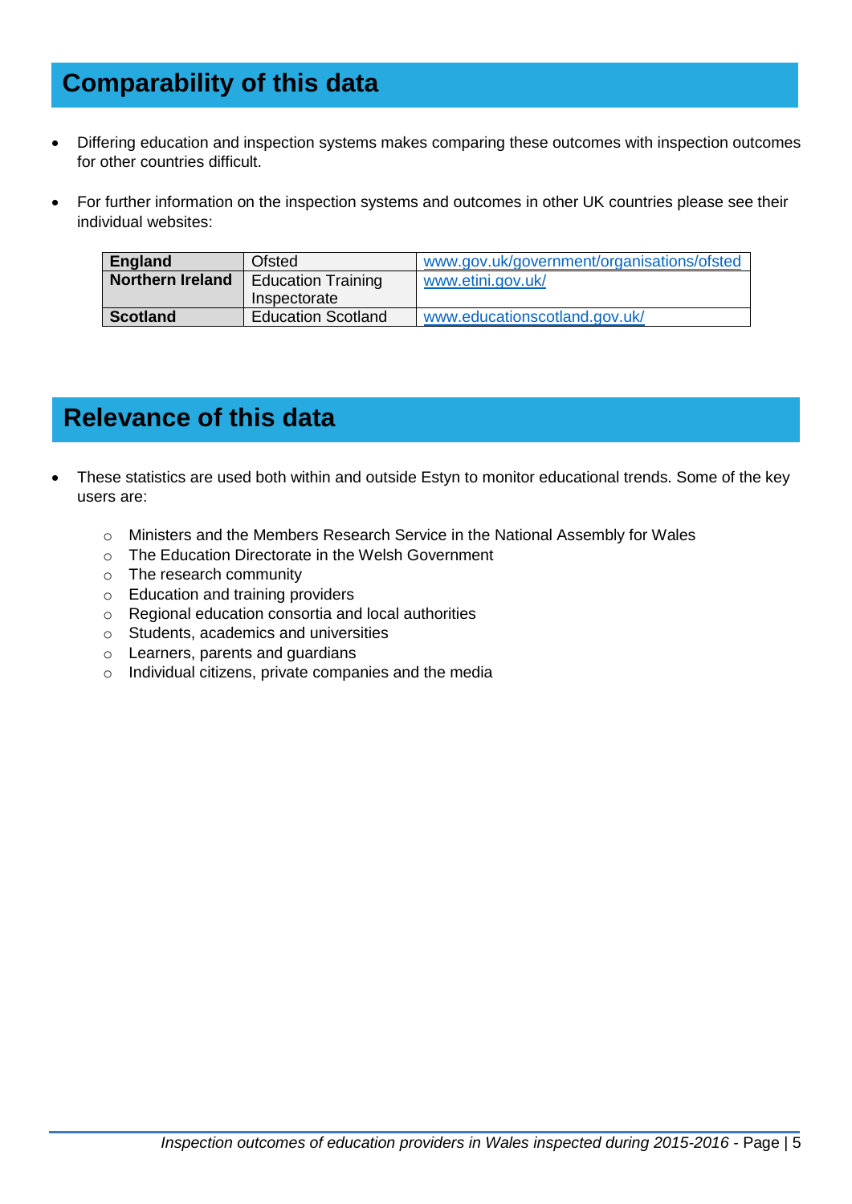## Comparability of this data

- Differing education and inspection systems makes comparing these outcomes with inspection outcomes for other countries difficult.
- For further information on the inspection systems and outcomes in other UK countries please see their individual websites:

| | | |
|---|---|---|
| **England** | Ofsted | www.gov.uk/government/organisations/ofsted |
| **Northern Ireland** | Education Training Inspectorate | www.etini.gov.uk/ |
| **Scotland** | Education Scotland | www.educationscotland.gov.uk/ |

## Relevance of this data

- These statistics are used both within and outside Estyn to monitor educational trends. Some of the key users are:
  - Ministers and the Members Research Service in the National Assembly for Wales
  - The Education Directorate in the Welsh Government
  - The research community
  - Education and training providers
  - Regional education consortia and local authorities
  - Students, academics and universities
  - Learners, parents and guardians
  - Individual citizens, private companies and the media